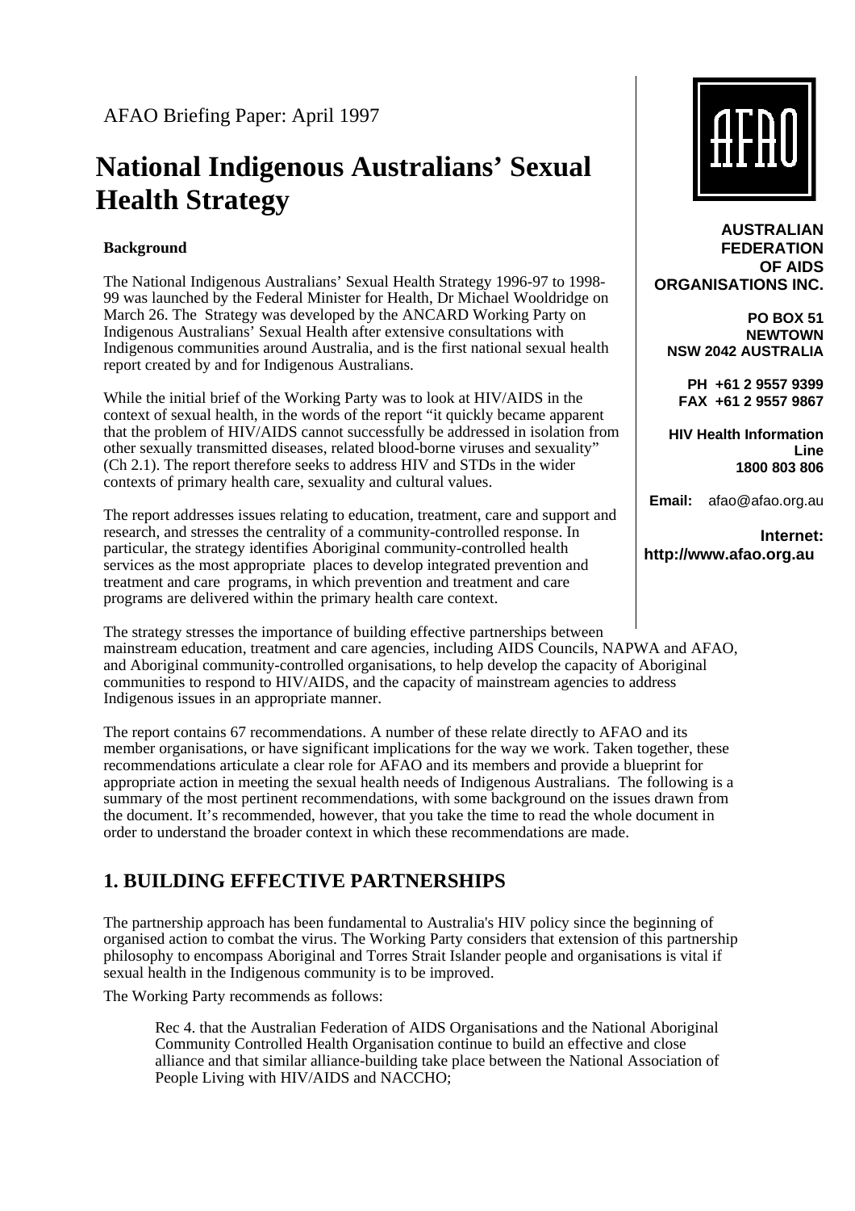AFAO Briefing Paper: April 1997

# National Indigenous Australians' Sexual Health Strategy

**AUSTRALIAN FEDERATION OF AIDS ORGANISATIONS INC.**

**PO BOX 51 NEWTOWN NSW 2042 AUSTRALIA**

**PH +61 2 9557 9399**
**FAX +61 2 9557 9867**

**HIV Health Information Line 1800 803 806**

**Email:** afao@afao.org.au

**Internet: http://www.afao.org.au**

### Background

The National Indigenous Australians' Sexual Health Strategy 1996-97 to 1998-99 was launched by the Federal Minister for Health, Dr Michael Wooldridge on March 26. The Strategy was developed by the ANCARD Working Party on Indigenous Australians' Sexual Health after extensive consultations with Indigenous communities around Australia, and is the first national sexual health report created by and for Indigenous Australians.

While the initial brief of the Working Party was to look at HIV/AIDS in the context of sexual health, in the words of the report "it quickly became apparent that the problem of HIV/AIDS cannot successfully be addressed in isolation from other sexually transmitted diseases, related blood-borne viruses and sexuality" (Ch 2.1). The report therefore seeks to address HIV and STDs in the wider contexts of primary health care, sexuality and cultural values.

The report addresses issues relating to education, treatment, care and support and research, and stresses the centrality of a community-controlled response. In particular, the strategy identifies Aboriginal community-controlled health services as the most appropriate places to develop integrated prevention and treatment and care programs, in which prevention and treatment and care programs are delivered within the primary health care context.

The strategy stresses the importance of building effective partnerships between mainstream education, treatment and care agencies, including AIDS Councils, NAPWA and AFAO, and Aboriginal community-controlled organisations, to help develop the capacity of Aboriginal communities to respond to HIV/AIDS, and the capacity of mainstream agencies to address Indigenous issues in an appropriate manner.

The report contains 67 recommendations. A number of these relate directly to AFAO and its member organisations, or have significant implications for the way we work. Taken together, these recommendations articulate a clear role for AFAO and its members and provide a blueprint for appropriate action in meeting the sexual health needs of Indigenous Australians. The following is a summary of the most pertinent recommendations, with some background on the issues drawn from the document. It's recommended, however, that you take the time to read the whole document in order to understand the broader context in which these recommendations are made.

## 1. BUILDING EFFECTIVE PARTNERSHIPS

The partnership approach has been fundamental to Australia's HIV policy since the beginning of organised action to combat the virus. The Working Party considers that extension of this partnership philosophy to encompass Aboriginal and Torres Strait Islander people and organisations is vital if sexual health in the Indigenous community is to be improved.

The Working Party recommends as follows:

> Rec 4. that the Australian Federation of AIDS Organisations and the National Aboriginal Community Controlled Health Organisation continue to build an effective and close alliance and that similar alliance-building take place between the National Association of People Living with HIV/AIDS and NACCHO;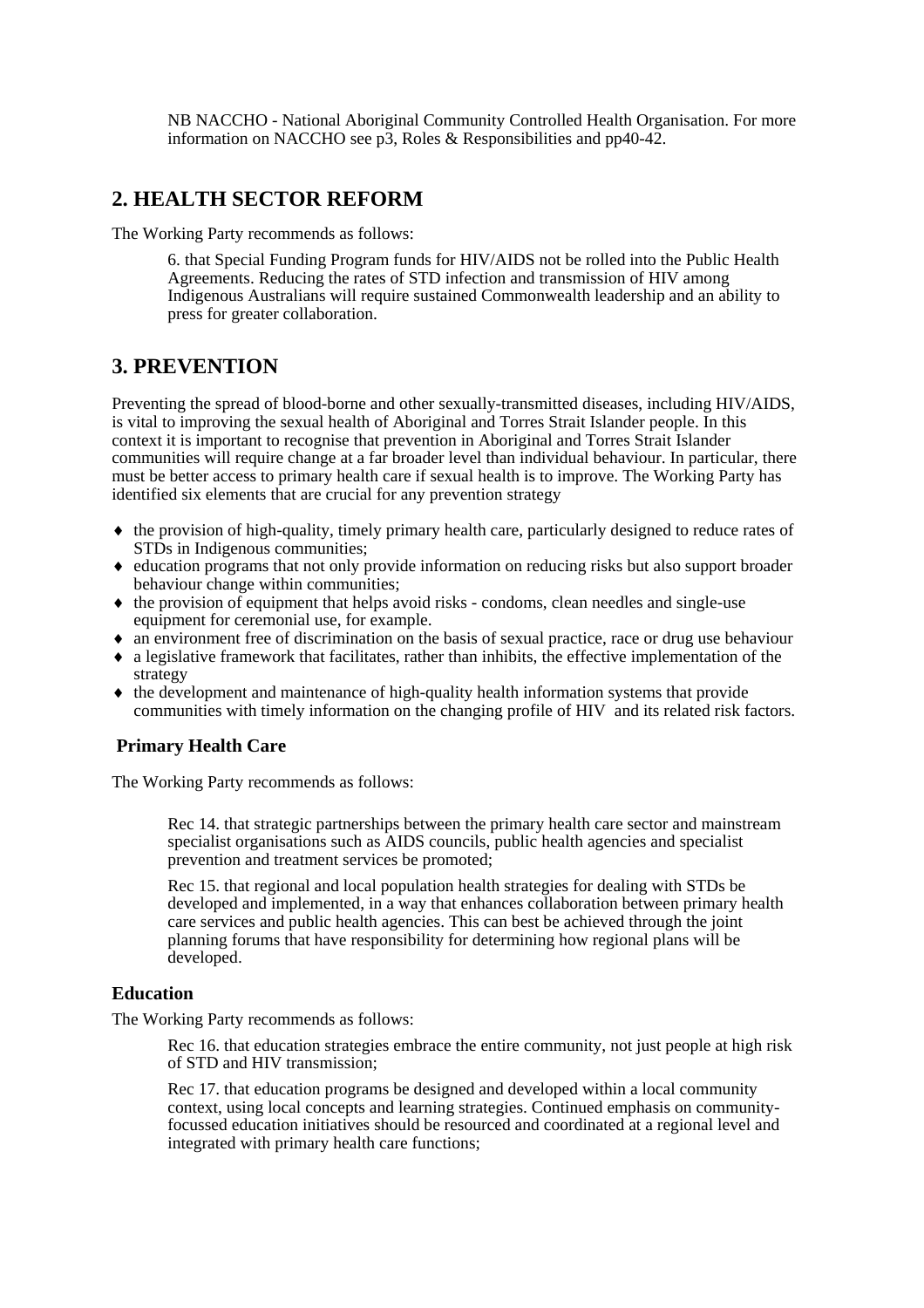NB NACCHO - National Aboriginal Community Controlled Health Organisation. For more information on NACCHO see p3, Roles & Responsibilities and pp40-42.

## 2. HEALTH SECTOR REFORM

The Working Party recommends as follows:

> 6. that Special Funding Program funds for HIV/AIDS not be rolled into the Public Health Agreements. Reducing the rates of STD infection and transmission of HIV among Indigenous Australians will require sustained Commonwealth leadership and an ability to press for greater collaboration.

## 3. PREVENTION

Preventing the spread of blood-borne and other sexually-transmitted diseases, including HIV/AIDS, is vital to improving the sexual health of Aboriginal and Torres Strait Islander people. In this context it is important to recognise that prevention in Aboriginal and Torres Strait Islander communities will require change at a far broader level than individual behaviour. In particular, there must be better access to primary health care if sexual health is to improve. The Working Party has identified six elements that are crucial for any prevention strategy

- the provision of high-quality, timely primary health care, particularly designed to reduce rates of STDs in Indigenous communities;
- education programs that not only provide information on reducing risks but also support broader behaviour change within communities;
- the provision of equipment that helps avoid risks - condoms, clean needles and single-use equipment for ceremonial use, for example.
- an environment free of discrimination on the basis of sexual practice, race or drug use behaviour
- a legislative framework that facilitates, rather than inhibits, the effective implementation of the strategy
- the development and maintenance of high-quality health information systems that provide communities with timely information on the changing profile of HIV and its related risk factors.

### Primary Health Care

The Working Party recommends as follows:

> Rec 14. that strategic partnerships between the primary health care sector and mainstream specialist organisations such as AIDS councils, public health agencies and specialist prevention and treatment services be promoted;
>
> Rec 15. that regional and local population health strategies for dealing with STDs be developed and implemented, in a way that enhances collaboration between primary health care services and public health agencies. This can best be achieved through the joint planning forums that have responsibility for determining how regional plans will be developed.

### Education

The Working Party recommends as follows:

> Rec 16. that education strategies embrace the entire community, not just people at high risk of STD and HIV transmission;
>
> Rec 17. that education programs be designed and developed within a local community context, using local concepts and learning strategies. Continued emphasis on community-focussed education initiatives should be resourced and coordinated at a regional level and integrated with primary health care functions;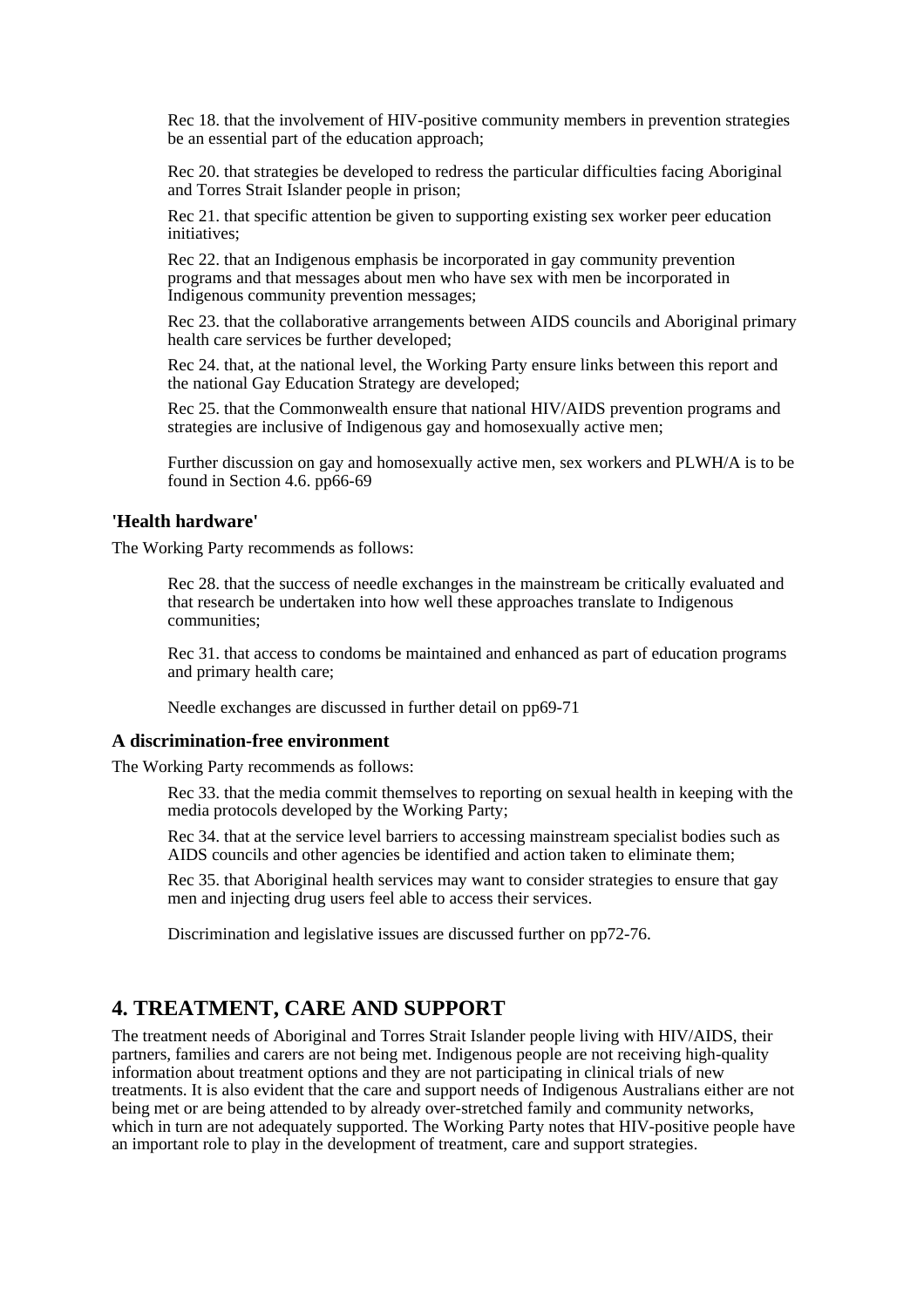Rec 18. that the involvement of HIV-positive community members in prevention strategies be an essential part of the education approach;

Rec 20. that strategies be developed to redress the particular difficulties facing Aboriginal and Torres Strait Islander people in prison;

Rec 21. that specific attention be given to supporting existing sex worker peer education initiatives;

Rec 22. that an Indigenous emphasis be incorporated in gay community prevention programs and that messages about men who have sex with men be incorporated in Indigenous community prevention messages;

Rec 23. that the collaborative arrangements between AIDS councils and Aboriginal primary health care services be further developed;

Rec 24. that, at the national level, the Working Party ensure links between this report and the national Gay Education Strategy are developed;

Rec 25. that the Commonwealth ensure that national HIV/AIDS prevention programs and strategies are inclusive of Indigenous gay and homosexually active men;

Further discussion on gay and homosexually active men, sex workers and PLWH/A is to be found in Section 4.6. pp66-69

#### 'Health hardware'

The Working Party recommends as follows:

Rec 28. that the success of needle exchanges in the mainstream be critically evaluated and that research be undertaken into how well these approaches translate to Indigenous communities;

Rec 31. that access to condoms be maintained and enhanced as part of education programs and primary health care;

Needle exchanges are discussed in further detail on pp69-71

#### A discrimination-free environment

The Working Party recommends as follows:

Rec 33. that the media commit themselves to reporting on sexual health in keeping with the media protocols developed by the Working Party;

Rec 34. that at the service level barriers to accessing mainstream specialist bodies such as AIDS councils and other agencies be identified and action taken to eliminate them;

Rec 35. that Aboriginal health services may want to consider strategies to ensure that gay men and injecting drug users feel able to access their services.

Discrimination and legislative issues are discussed further on pp72-76.

## 4. TREATMENT, CARE AND SUPPORT

The treatment needs of Aboriginal and Torres Strait Islander people living with HIV/AIDS, their partners, families and carers are not being met. Indigenous people are not receiving high-quality information about treatment options and they are not participating in clinical trials of new treatments. It is also evident that the care and support needs of Indigenous Australians either are not being met or are being attended to by already over-stretched family and community networks, which in turn are not adequately supported. The Working Party notes that HIV-positive people have an important role to play in the development of treatment, care and support strategies.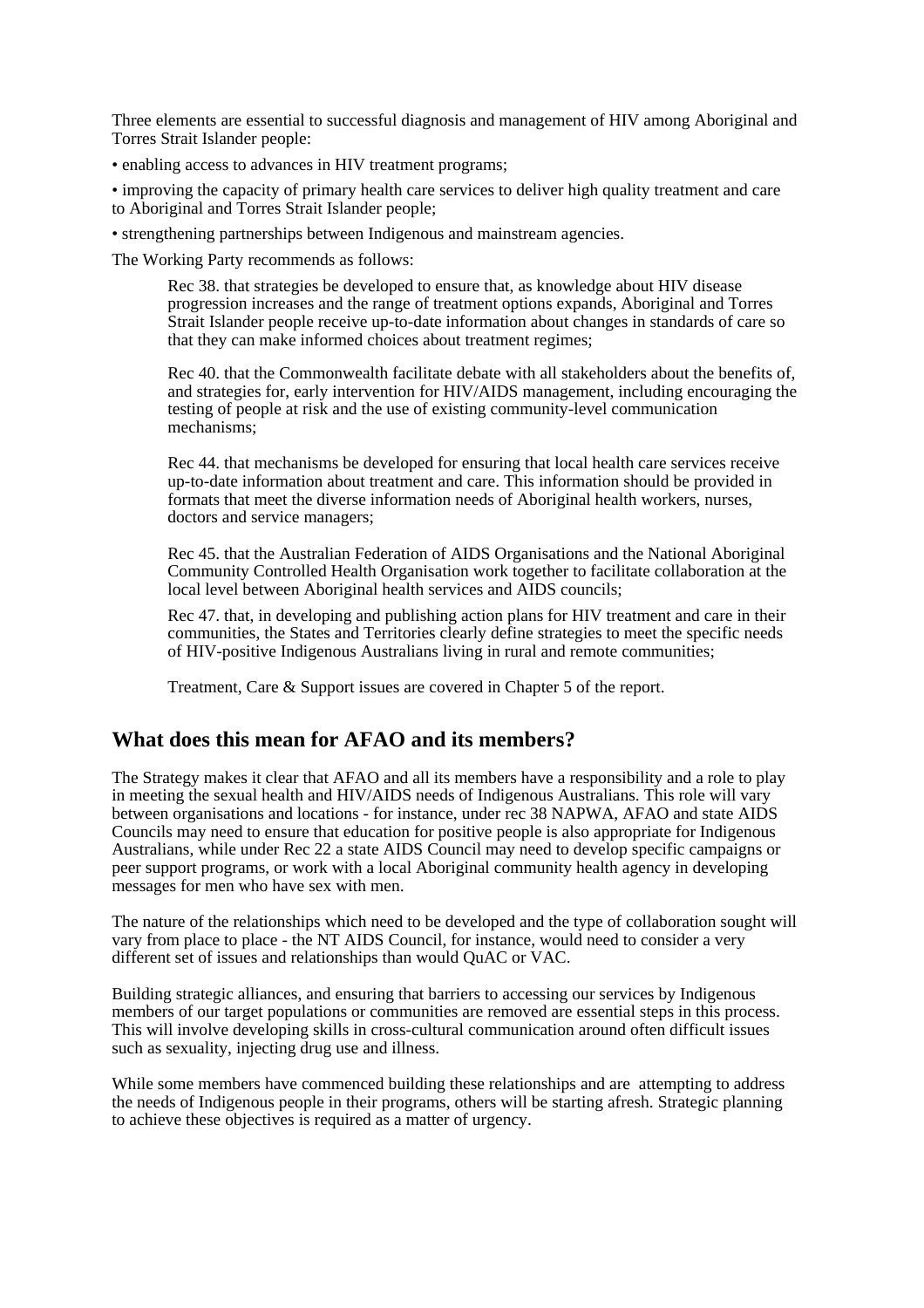Three elements are essential to successful diagnosis and management of HIV among Aboriginal and Torres Strait Islander people:

- enabling access to advances in HIV treatment programs;
- improving the capacity of primary health care services to deliver high quality treatment and care to Aboriginal and Torres Strait Islander people;
- strengthening partnerships between Indigenous and mainstream agencies.

The Working Party recommends as follows:

> Rec 38. that strategies be developed to ensure that, as knowledge about HIV disease progression increases and the range of treatment options expands, Aboriginal and Torres Strait Islander people receive up-to-date information about changes in standards of care so that they can make informed choices about treatment regimes;
>
> Rec 40. that the Commonwealth facilitate debate with all stakeholders about the benefits of, and strategies for, early intervention for HIV/AIDS management, including encouraging the testing of people at risk and the use of existing community-level communication mechanisms;
>
> Rec 44. that mechanisms be developed for ensuring that local health care services receive up-to-date information about treatment and care. This information should be provided in formats that meet the diverse information needs of Aboriginal health workers, nurses, doctors and service managers;
>
> Rec 45. that the Australian Federation of AIDS Organisations and the National Aboriginal Community Controlled Health Organisation work together to facilitate collaboration at the local level between Aboriginal health services and AIDS councils;
>
> Rec 47. that, in developing and publishing action plans for HIV treatment and care in their communities, the States and Territories clearly define strategies to meet the specific needs of HIV-positive Indigenous Australians living in rural and remote communities;
>
> Treatment, Care & Support issues are covered in Chapter 5 of the report.

## What does this mean for AFAO and its members?

The Strategy makes it clear that AFAO and all its members have a responsibility and a role to play in meeting the sexual health and HIV/AIDS needs of Indigenous Australians. This role will vary between organisations and locations - for instance, under rec 38 NAPWA, AFAO and state AIDS Councils may need to ensure that education for positive people is also appropriate for Indigenous Australians, while under Rec 22 a state AIDS Council may need to develop specific campaigns or peer support programs, or work with a local Aboriginal community health agency in developing messages for men who have sex with men.

The nature of the relationships which need to be developed and the type of collaboration sought will vary from place to place - the NT AIDS Council, for instance, would need to consider a very different set of issues and relationships than would QuAC or VAC.

Building strategic alliances, and ensuring that barriers to accessing our services by Indigenous members of our target populations or communities are removed are essential steps in this process. This will involve developing skills in cross-cultural communication around often difficult issues such as sexuality, injecting drug use and illness.

While some members have commenced building these relationships and are attempting to address the needs of Indigenous people in their programs, others will be starting afresh. Strategic planning to achieve these objectives is required as a matter of urgency.